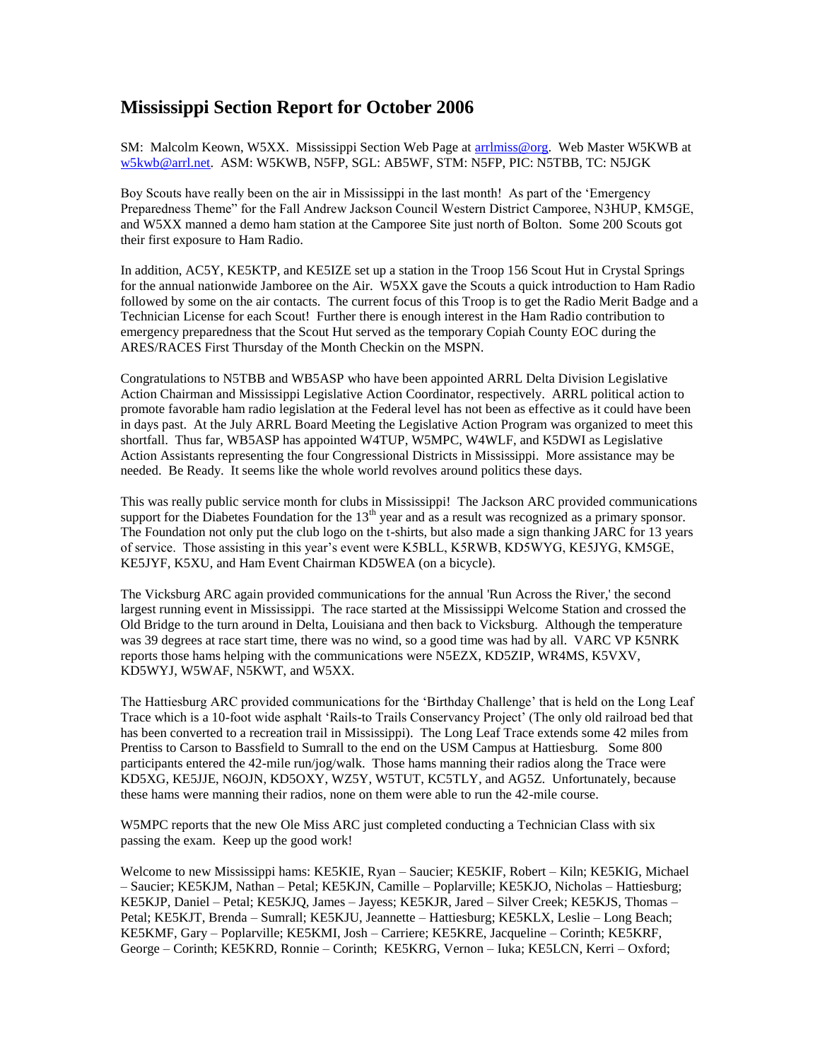# Mississippi Section Report for October 2006

SM: Malcolm Keown, W5XX. Mississippi Section Web Page at arrlmiss@org. Web Master W5KWB at w5kwb@arrl.net. ASM: W5KWB, N5FP, SGL: AB5WF, STM: N5FP, PIC: N5TBB, TC: N5JGK

Boy Scouts have really been on the air in Mississippi in the last month! As part of the 'Emergency Preparedness Theme" for the Fall Andrew Jackson Council Western District Camporee, N3HUP, KM5GE, and W5XX manned a demo ham station at the Camporee Site just north of Bolton. Some 200 Scouts got their first exposure to Ham Radio.

In addition, AC5Y, KE5KTP, and KE5IZE set up a station in the Troop 156 Scout Hut in Crystal Springs for the annual nationwide Jamboree on the Air. W5XX gave the Scouts a quick introduction to Ham Radio followed by some on the air contacts. The current focus of this Troop is to get the Radio Merit Badge and a Technician License for each Scout! Further there is enough interest in the Ham Radio contribution to emergency preparedness that the Scout Hut served as the temporary Copiah County EOC during the ARES/RACES First Thursday of the Month Checkin on the MSPN.

Congratulations to N5TBB and WB5ASP who have been appointed ARRL Delta Division Legislative Action Chairman and Mississippi Legislative Action Coordinator, respectively. ARRL political action to promote favorable ham radio legislation at the Federal level has not been as effective as it could have been in days past. At the July ARRL Board Meeting the Legislative Action Program was organized to meet this shortfall. Thus far, WB5ASP has appointed W4TUP, W5MPC, W4WLF, and K5DWI as Legislative Action Assistants representing the four Congressional Districts in Mississippi. More assistance may be needed. Be Ready. It seems like the whole world revolves around politics these days.

This was really public service month for clubs in Mississippi! The Jackson ARC provided communications support for the Diabetes Foundation for the 13th year and as a result was recognized as a primary sponsor. The Foundation not only put the club logo on the t-shirts, but also made a sign thanking JARC for 13 years of service. Those assisting in this year's event were K5BLL, K5RWB, KD5WYG, KE5JYG, KM5GE, KE5JYF, K5XU, and Ham Event Chairman KD5WEA (on a bicycle).

The Vicksburg ARC again provided communications for the annual 'Run Across the River,' the second largest running event in Mississippi. The race started at the Mississippi Welcome Station and crossed the Old Bridge to the turn around in Delta, Louisiana and then back to Vicksburg. Although the temperature was 39 degrees at race start time, there was no wind, so a good time was had by all. VARC VP K5NRK reports those hams helping with the communications were N5EZX, KD5ZIP, WR4MS, K5VXV, KD5WYJ, W5WAF, N5KWT, and W5XX.

The Hattiesburg ARC provided communications for the 'Birthday Challenge' that is held on the Long Leaf Trace which is a 10-foot wide asphalt 'Rails-to Trails Conservancy Project' (The only old railroad bed that has been converted to a recreation trail in Mississippi). The Long Leaf Trace extends some 42 miles from Prentiss to Carson to Bassfield to Sumrall to the end on the USM Campus at Hattiesburg. Some 800 participants entered the 42-mile run/jog/walk. Those hams manning their radios along the Trace were KD5XG, KE5JJE, N6OJN, KD5OXY, WZ5Y, W5TUT, KC5TLY, and AG5Z. Unfortunately, because these hams were manning their radios, none on them were able to run the 42-mile course.

W5MPC reports that the new Ole Miss ARC just completed conducting a Technician Class with six passing the exam. Keep up the good work!

Welcome to new Mississippi hams: KE5KIE, Ryan – Saucier; KE5KIF, Robert – Kiln; KE5KIG, Michael – Saucier; KE5KJM, Nathan – Petal; KE5KJN, Camille – Poplarville; KE5KJO, Nicholas – Hattiesburg; KE5KJP, Daniel – Petal; KE5KJQ, James – Jayess; KE5KJR, Jared – Silver Creek; KE5KJS, Thomas – Petal; KE5KJT, Brenda – Sumrall; KE5KJU, Jeannette – Hattiesburg; KE5KLX, Leslie – Long Beach; KE5KMF, Gary – Poplarville; KE5KMI, Josh – Carriere; KE5KRE, Jacqueline – Corinth; KE5KRF, George – Corinth; KE5KRD, Ronnie – Corinth; KE5KRG, Vernon – Iuka; KE5LCN, Kerri – Oxford;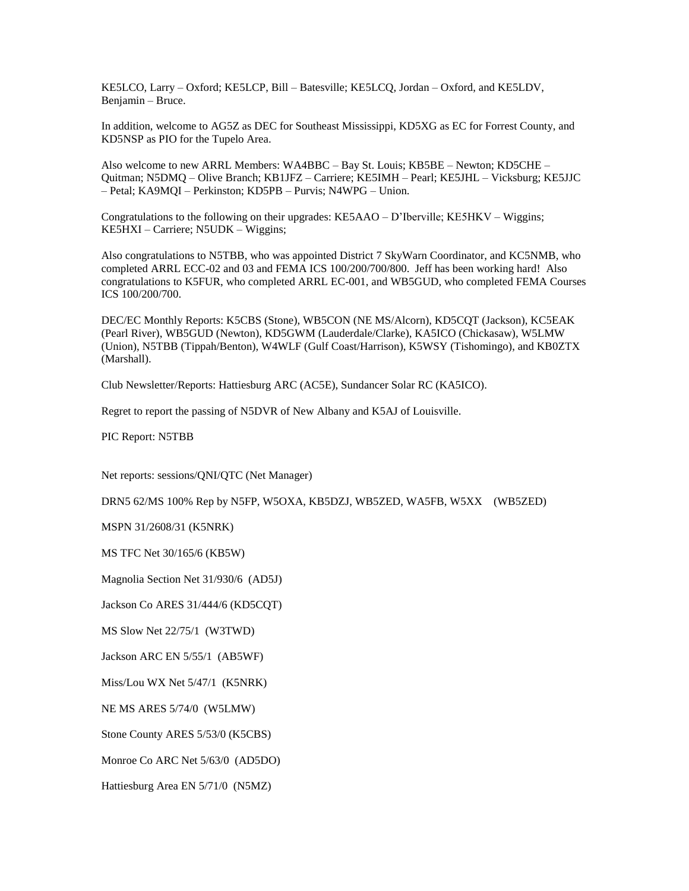KE5LCO, Larry – Oxford; KE5LCP, Bill – Batesville; KE5LCQ, Jordan – Oxford, and KE5LDV, Benjamin – Bruce.

In addition, welcome to AG5Z as DEC for Southeast Mississippi, KD5XG as EC for Forrest County, and KD5NSP as PIO for the Tupelo Area.

Also welcome to new ARRL Members: WA4BBC – Bay St. Louis; KB5BE – Newton; KD5CHE – Quitman; N5DMQ – Olive Branch; KB1JFZ – Carriere; KE5IMH – Pearl; KE5JHL – Vicksburg; KE5JJC – Petal; KA9MQI – Perkinston; KD5PB – Purvis; N4WPG – Union.

Congratulations to the following on their upgrades: KE5AAO – D'Iberville; KE5HKV – Wiggins; KE5HXI – Carriere; N5UDK – Wiggins;

Also congratulations to N5TBB, who was appointed District 7 SkyWarn Coordinator, and KC5NMB, who completed ARRL ECC-02 and 03 and FEMA ICS 100/200/700/800. Jeff has been working hard! Also congratulations to K5FUR, who completed ARRL EC-001, and WB5GUD, who completed FEMA Courses ICS 100/200/700.

DEC/EC Monthly Reports: K5CBS (Stone), WB5CON (NE MS/Alcorn), KD5CQT (Jackson), KC5EAK (Pearl River), WB5GUD (Newton), KD5GWM (Lauderdale/Clarke), KA5ICO (Chickasaw), W5LMW (Union), N5TBB (Tippah/Benton), W4WLF (Gulf Coast/Harrison), K5WSY (Tishomingo), and KB0ZTX (Marshall).

Club Newsletter/Reports: Hattiesburg ARC (AC5E), Sundancer Solar RC (KA5ICO).

Regret to report the passing of N5DVR of New Albany and K5AJ of Louisville.

PIC Report: N5TBB

Net reports: sessions/QNI/QTC (Net Manager)

DRN5 62/MS 100% Rep by N5FP, W5OXA, KB5DZJ, WB5ZED, WA5FB, W5XX (WB5ZED)

MSPN 31/2608/31 (K5NRK)

MS TFC Net 30/165/6 (KB5W)

Magnolia Section Net 31/930/6 (AD5J)

Jackson Co ARES 31/444/6 (KD5CQT)

MS Slow Net 22/75/1 (W3TWD)

Jackson ARC EN 5/55/1 (AB5WF)

Miss/Lou WX Net 5/47/1 (K5NRK)

NE MS ARES 5/74/0 (W5LMW)

Stone County ARES 5/53/0 (K5CBS)

Monroe Co ARC Net 5/63/0 (AD5DO)

Hattiesburg Area EN 5/71/0 (N5MZ)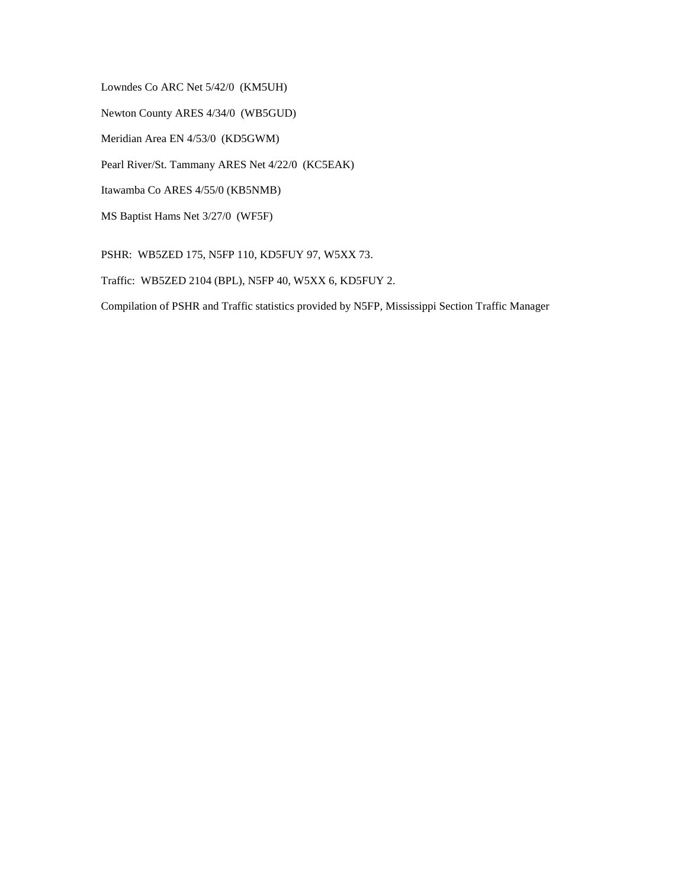Lowndes Co ARC Net 5/42/0 (KM5UH)

Newton County ARES 4/34/0 (WB5GUD)

Meridian Area EN 4/53/0 (KD5GWM)

Pearl River/St. Tammany ARES Net 4/22/0 (KC5EAK)

Itawamba Co ARES 4/55/0 (KB5NMB)

MS Baptist Hams Net 3/27/0 (WF5F)

PSHR: WB5ZED 175, N5FP 110, KD5FUY 97, W5XX 73.

Traffic: WB5ZED 2104 (BPL), N5FP 40, W5XX 6, KD5FUY 2.

Compilation of PSHR and Traffic statistics provided by N5FP, Mississippi Section Traffic Manager